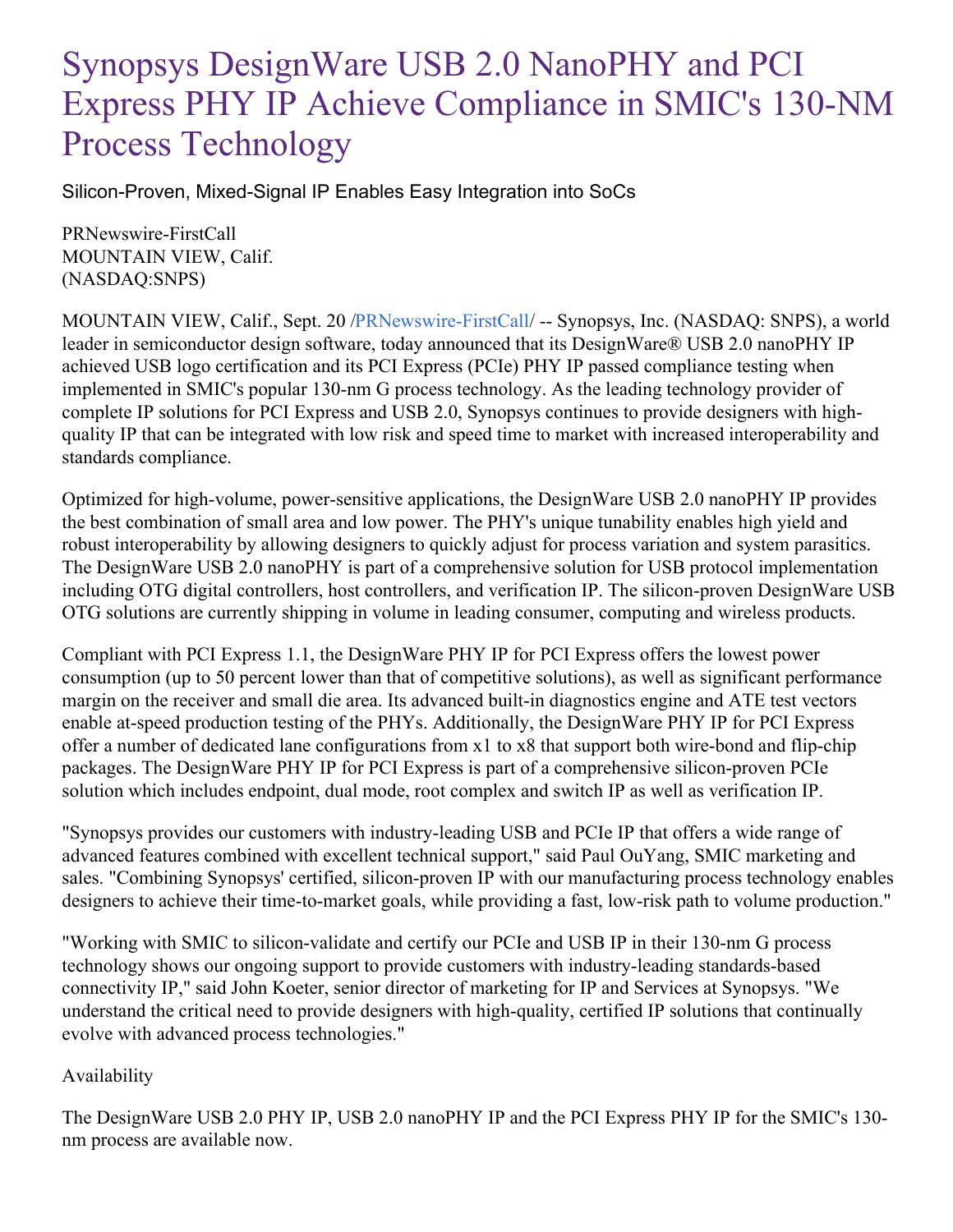# Synopsys DesignWare USB 2.0 NanoPHY and PCI Express PHY IP Achieve Compliance in SMIC's 130-NM Process Technology

Silicon-Proven, Mixed-Signal IP Enables Easy Integration into SoCs

PRNewswire-FirstCall
MOUNTAIN VIEW, Calif.
(NASDAQ:SNPS)

MOUNTAIN VIEW, Calif., Sept. 20 /PRNewswire-FirstCall/ -- Synopsys, Inc. (NASDAQ: SNPS), a world leader in semiconductor design software, today announced that its DesignWare® USB 2.0 nanoPHY IP achieved USB logo certification and its PCI Express (PCIe) PHY IP passed compliance testing when implemented in SMIC's popular 130-nm G process technology. As the leading technology provider of complete IP solutions for PCI Express and USB 2.0, Synopsys continues to provide designers with high-quality IP that can be integrated with low risk and speed time to market with increased interoperability and standards compliance.

Optimized for high-volume, power-sensitive applications, the DesignWare USB 2.0 nanoPHY IP provides the best combination of small area and low power. The PHY's unique tunability enables high yield and robust interoperability by allowing designers to quickly adjust for process variation and system parasitics. The DesignWare USB 2.0 nanoPHY is part of a comprehensive solution for USB protocol implementation including OTG digital controllers, host controllers, and verification IP. The silicon-proven DesignWare USB OTG solutions are currently shipping in volume in leading consumer, computing and wireless products.

Compliant with PCI Express 1.1, the DesignWare PHY IP for PCI Express offers the lowest power consumption (up to 50 percent lower than that of competitive solutions), as well as significant performance margin on the receiver and small die area. Its advanced built-in diagnostics engine and ATE test vectors enable at-speed production testing of the PHYs. Additionally, the DesignWare PHY IP for PCI Express offer a number of dedicated lane configurations from x1 to x8 that support both wire-bond and flip-chip packages. The DesignWare PHY IP for PCI Express is part of a comprehensive silicon-proven PCIe solution which includes endpoint, dual mode, root complex and switch IP as well as verification IP.

"Synopsys provides our customers with industry-leading USB and PCIe IP that offers a wide range of advanced features combined with excellent technical support," said Paul OuYang, SMIC marketing and sales. "Combining Synopsys' certified, silicon-proven IP with our manufacturing process technology enables designers to achieve their time-to-market goals, while providing a fast, low-risk path to volume production."

"Working with SMIC to silicon-validate and certify our PCIe and USB IP in their 130-nm G process technology shows our ongoing support to provide customers with industry-leading standards-based connectivity IP," said John Koeter, senior director of marketing for IP and Services at Synopsys. "We understand the critical need to provide designers with high-quality, certified IP solutions that continually evolve with advanced process technologies."

Availability

The DesignWare USB 2.0 PHY IP, USB 2.0 nanoPHY IP and the PCI Express PHY IP for the SMIC's 130-nm process are available now.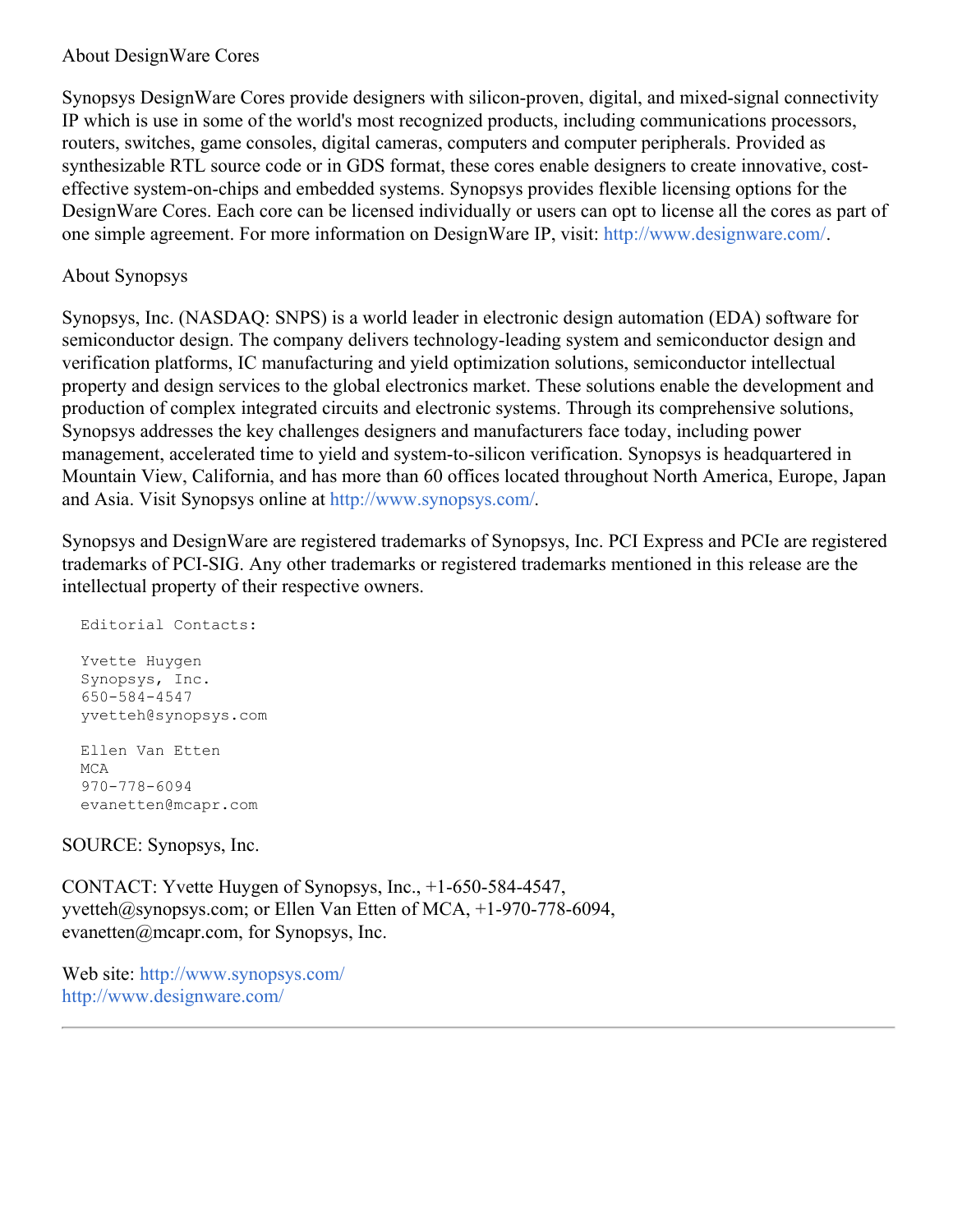About DesignWare Cores

Synopsys DesignWare Cores provide designers with silicon-proven, digital, and mixed-signal connectivity IP which is use in some of the world's most recognized products, including communications processors, routers, switches, game consoles, digital cameras, computers and computer peripherals. Provided as synthesizable RTL source code or in GDS format, these cores enable designers to create innovative, cost-effective system-on-chips and embedded systems. Synopsys provides flexible licensing options for the DesignWare Cores. Each core can be licensed individually or users can opt to license all the cores as part of one simple agreement. For more information on DesignWare IP, visit: http://www.designware.com/.

About Synopsys

Synopsys, Inc. (NASDAQ: SNPS) is a world leader in electronic design automation (EDA) software for semiconductor design. The company delivers technology-leading system and semiconductor design and verification platforms, IC manufacturing and yield optimization solutions, semiconductor intellectual property and design services to the global electronics market. These solutions enable the development and production of complex integrated circuits and electronic systems. Through its comprehensive solutions, Synopsys addresses the key challenges designers and manufacturers face today, including power management, accelerated time to yield and system-to-silicon verification. Synopsys is headquartered in Mountain View, California, and has more than 60 offices located throughout North America, Europe, Japan and Asia. Visit Synopsys online at http://www.synopsys.com/.

Synopsys and DesignWare are registered trademarks of Synopsys, Inc. PCI Express and PCIe are registered trademarks of PCI-SIG. Any other trademarks or registered trademarks mentioned in this release are the intellectual property of their respective owners.

```
Editorial Contacts:

Yvette Huygen
Synopsys, Inc.
650-584-4547
yvetteh@synopsys.com

Ellen Van Etten
MCA
970-778-6094
evanetten@mcapr.com
```

SOURCE: Synopsys, Inc.

CONTACT: Yvette Huygen of Synopsys, Inc., +1-650-584-4547, yvetteh@synopsys.com; or Ellen Van Etten of MCA, +1-970-778-6094, evanetten@mcapr.com, for Synopsys, Inc.

Web site: http://www.synopsys.com/
http://www.designware.com/